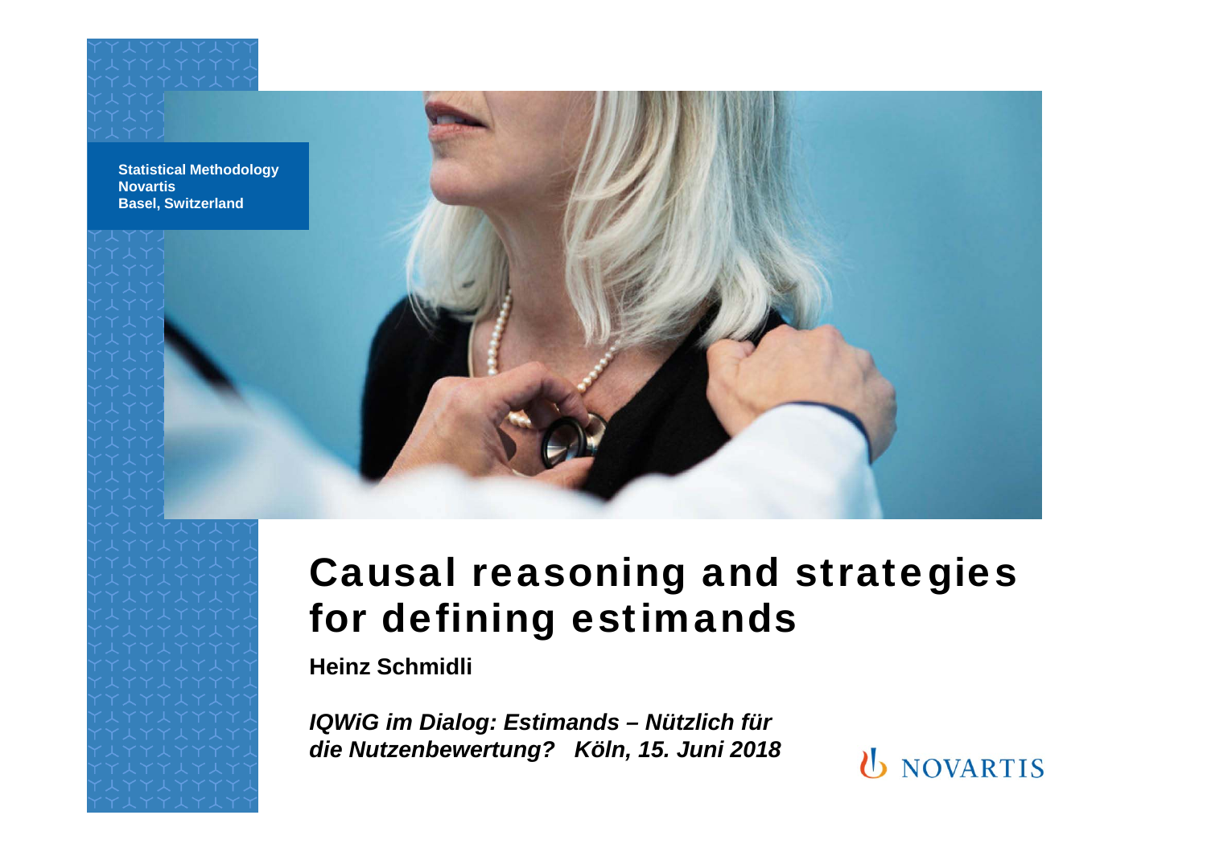Statistical Methodology
Novartis
Basel, Switzerland

# Causal reasoning and strategies for defining estimands

**Heinz Schmidli**

***IQWiG im Dialog: Estimands – Nützlich für die Nutzenbewertung? Köln, 15. Juni 2018***

NOVARTIS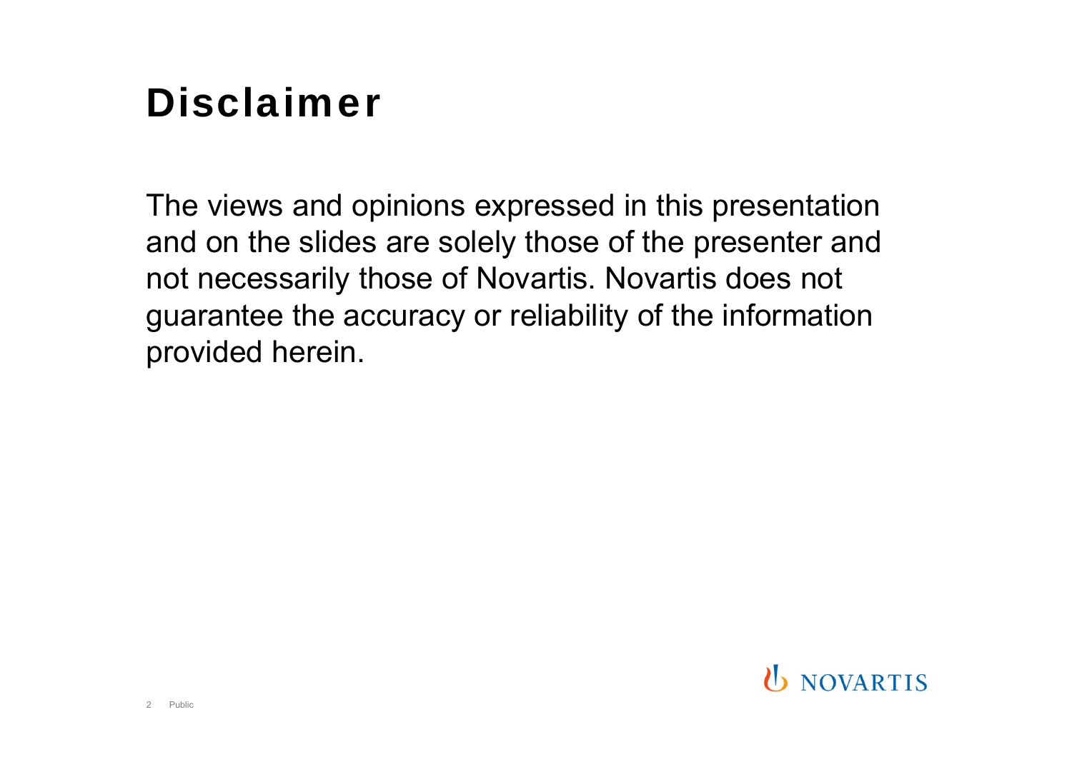# Disclaimer

The views and opinions expressed in this presentation and on the slides are solely those of the presenter and not necessarily those of Novartis. Novartis does not guarantee the accuracy or reliability of the information provided herein.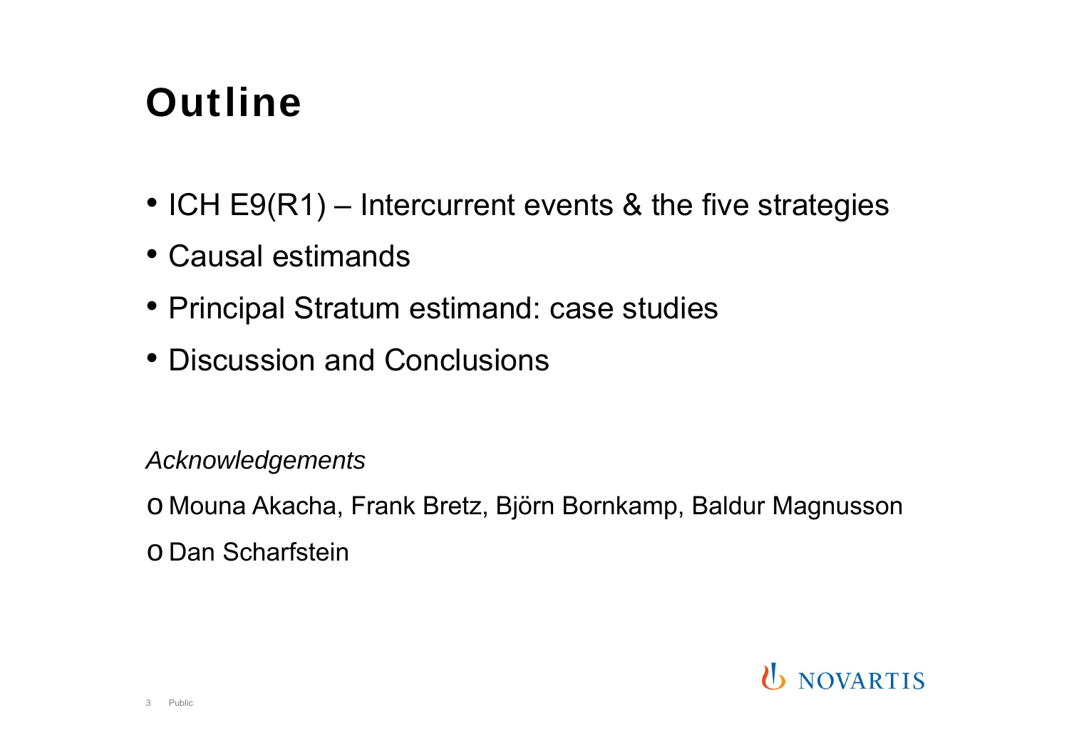# Outline

- ICH E9(R1) – Intercurrent events & the five strategies
- Causal estimands
- Principal Stratum estimand: case studies
- Discussion and Conclusions

*Acknowledgements*

- Mouna Akacha, Frank Bretz, Björn Bornkamp, Baldur Magnusson
- Dan Scharfstein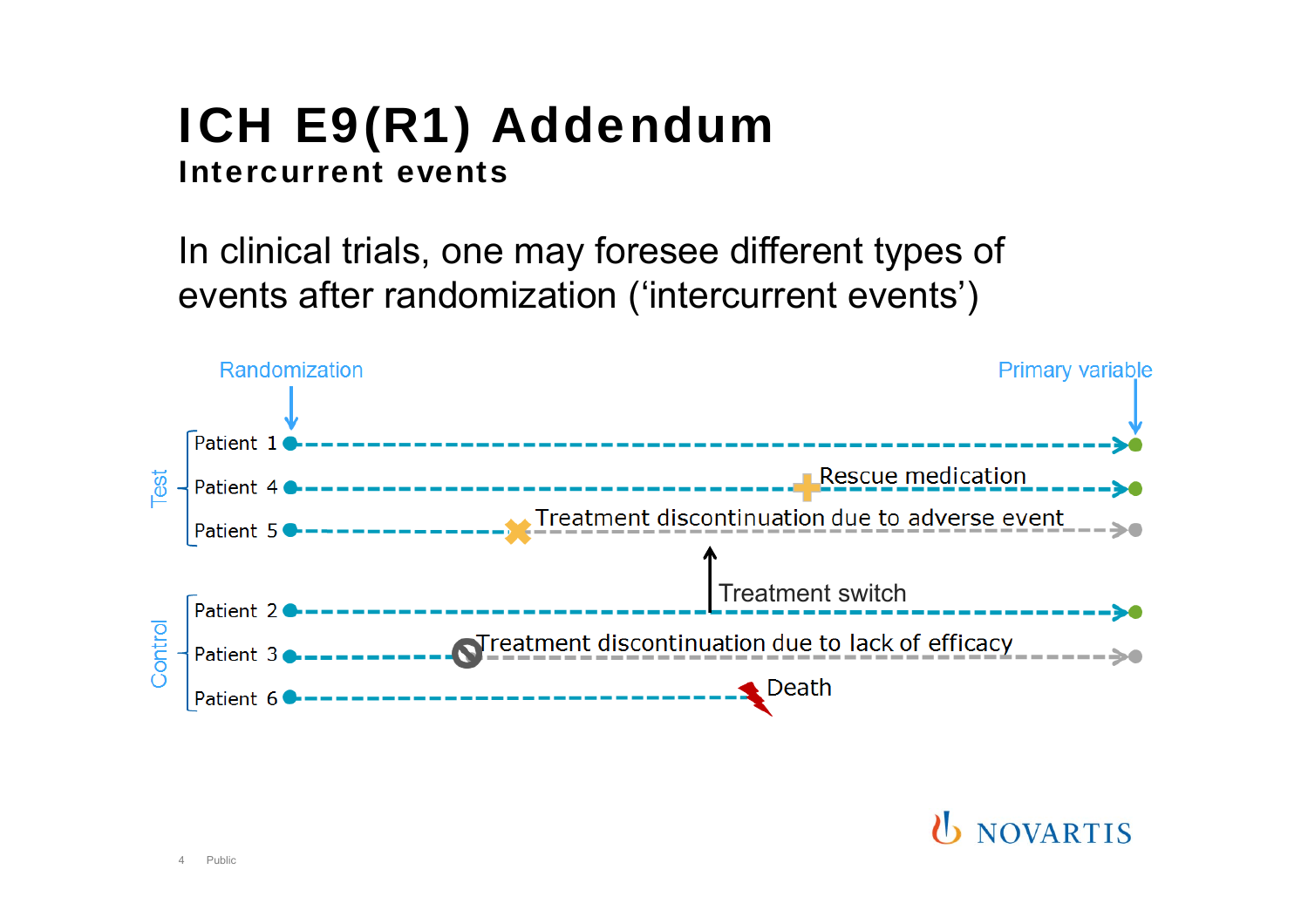# ICH E9(R1) Addendum

## Intercurrent events

In clinical trials, one may foresee different types of events after randomization ('intercurrent events')

Randomization

Primary variable

Test

Patient 1

Patient 4

Rescue medication

Patient 5

Treatment discontinuation due to adverse event

Treatment switch

Control

Patient 2

Patient 3

Treatment discontinuation due to lack of efficacy

Patient 6

Death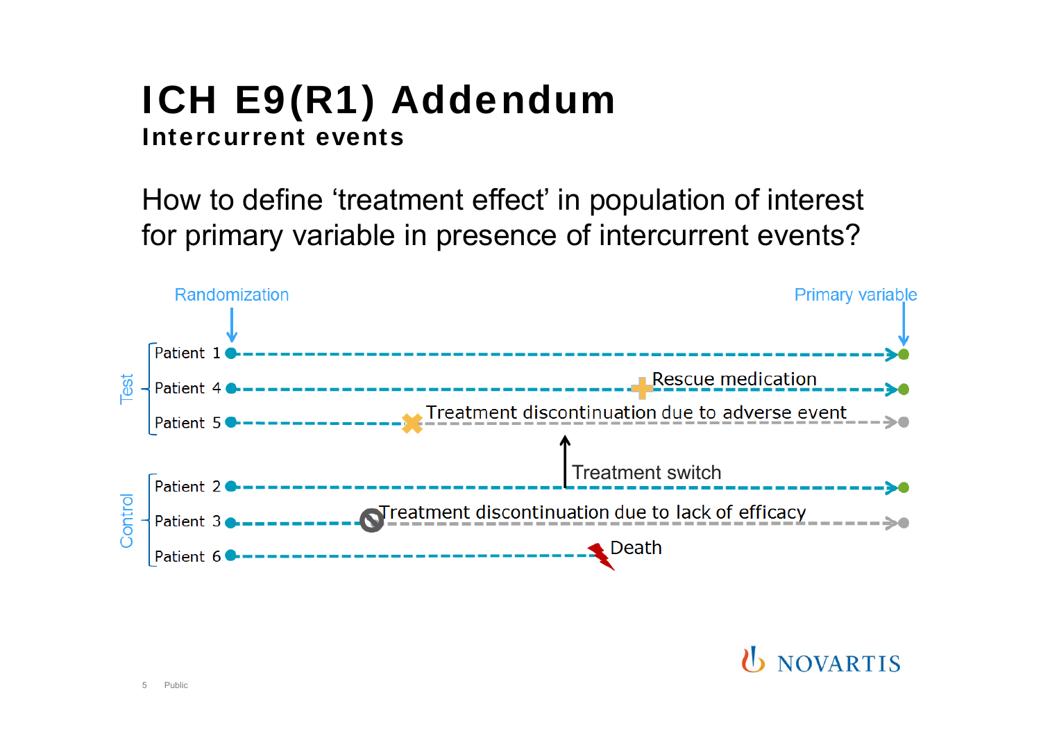# ICH E9(R1) Addendum

## Intercurrent events

How to define 'treatment effect' in population of interest for primary variable in presence of intercurrent events?

Randomization

Primary variable

Test
- Patient 1
- Patient 4 — Rescue medication
- Patient 5 — Treatment discontinuation due to adverse event

Treatment switch

Control
- Patient 2
- Patient 3 — Treatment discontinuation due to lack of efficacy
- Patient 6 — Death

NOVARTIS

Public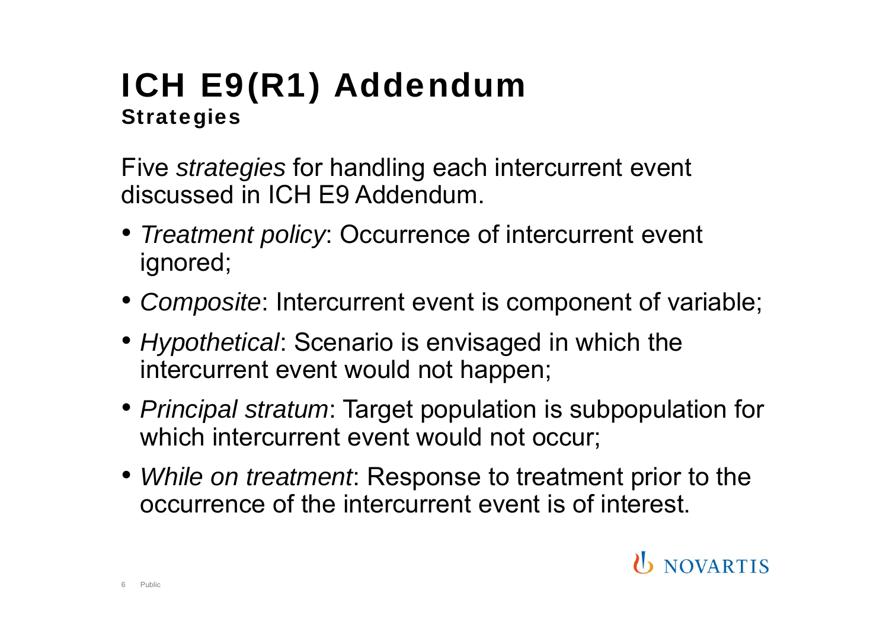# ICH E9(R1) Addendum

## Strategies

Five *strategies* for handling each intercurrent event discussed in ICH E9 Addendum.

- *Treatment policy*: Occurrence of intercurrent event ignored;
- *Composite*: Intercurrent event is component of variable;
- *Hypothetical*: Scenario is envisaged in which the intercurrent event would not happen;
- *Principal stratum*: Target population is subpopulation for which intercurrent event would not occur;
- *While on treatment*: Response to treatment prior to the occurrence of the intercurrent event is of interest.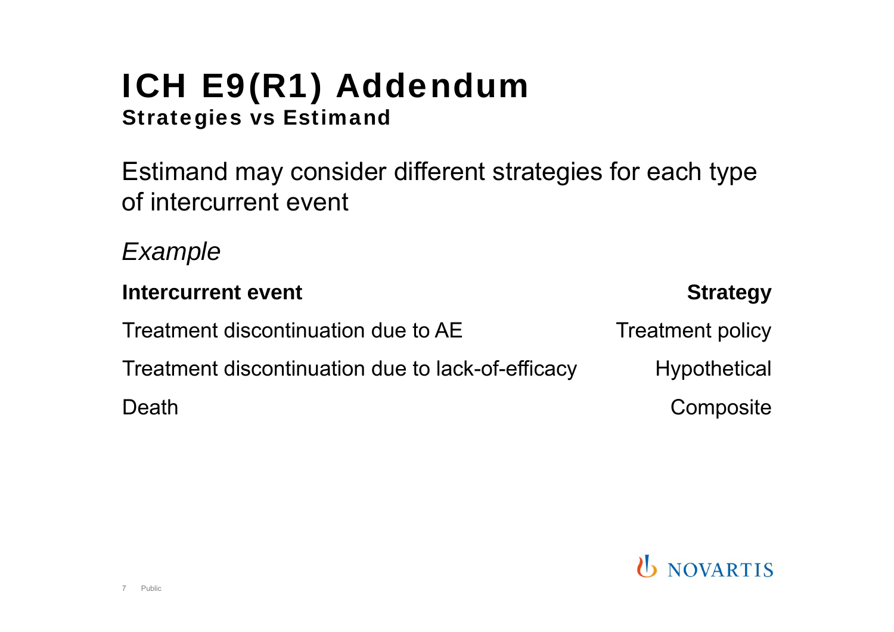# ICH E9(R1) Addendum

## Strategies vs Estimand

Estimand may consider different strategies for each type of intercurrent event

*Example*

| Intercurrent event | Strategy |
|---|---|
| Treatment discontinuation due to AE | Treatment policy |
| Treatment discontinuation due to lack-of-efficacy | Hypothetical |
| Death | Composite |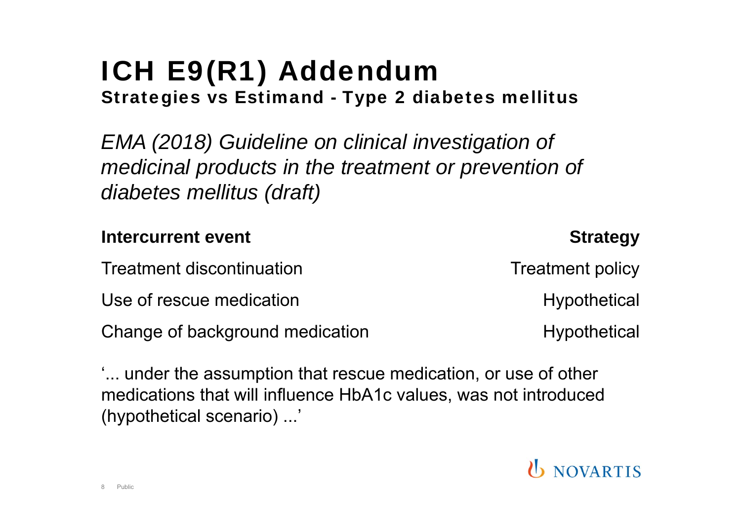# ICH E9(R1) Addendum

## Strategies vs Estimand - Type 2 diabetes mellitus

*EMA (2018) Guideline on clinical investigation of medicinal products in the treatment or prevention of diabetes mellitus (draft)*

| Intercurrent event | Strategy |
|---|---|
| Treatment discontinuation | Treatment policy |
| Use of rescue medication | Hypothetical |
| Change of background medication | Hypothetical |

'... under the assumption that rescue medication, or use of other medications that will influence HbA1c values, was not introduced (hypothetical scenario) ...'

Public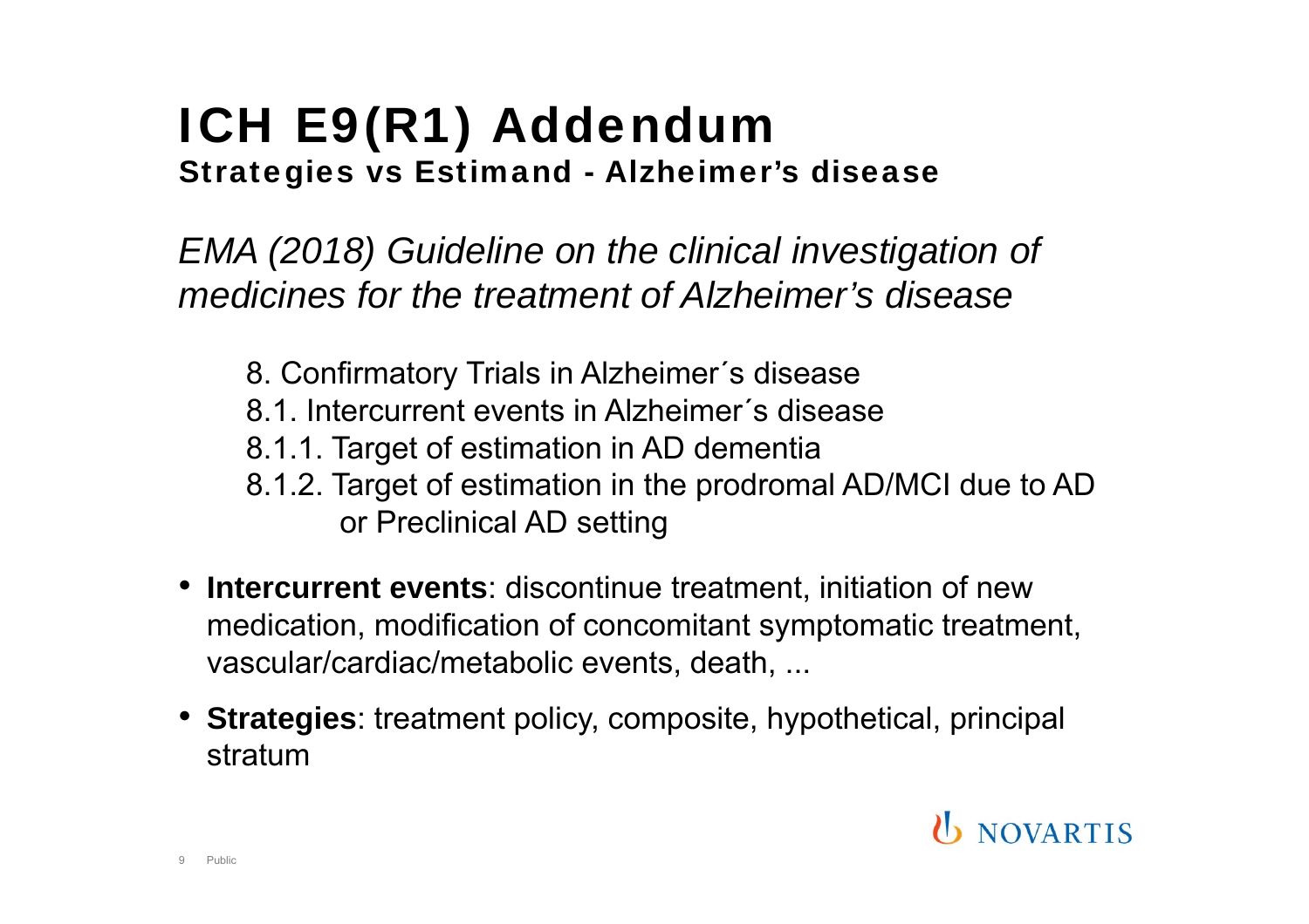# ICH E9(R1) Addendum

## Strategies vs Estimand - Alzheimer's disease

*EMA (2018) Guideline on the clinical investigation of medicines for the treatment of Alzheimer's disease*

8. Confirmatory Trials in Alzheimer´s disease
8.1. Intercurrent events in Alzheimer´s disease
8.1.1. Target of estimation in AD dementia
8.1.2. Target of estimation in the prodromal AD/MCI due to AD or Preclinical AD setting

- **Intercurrent events**: discontinue treatment, initiation of new medication, modification of concomitant symptomatic treatment, vascular/cardiac/metabolic events, death, ...
- **Strategies**: treatment policy, composite, hypothetical, principal stratum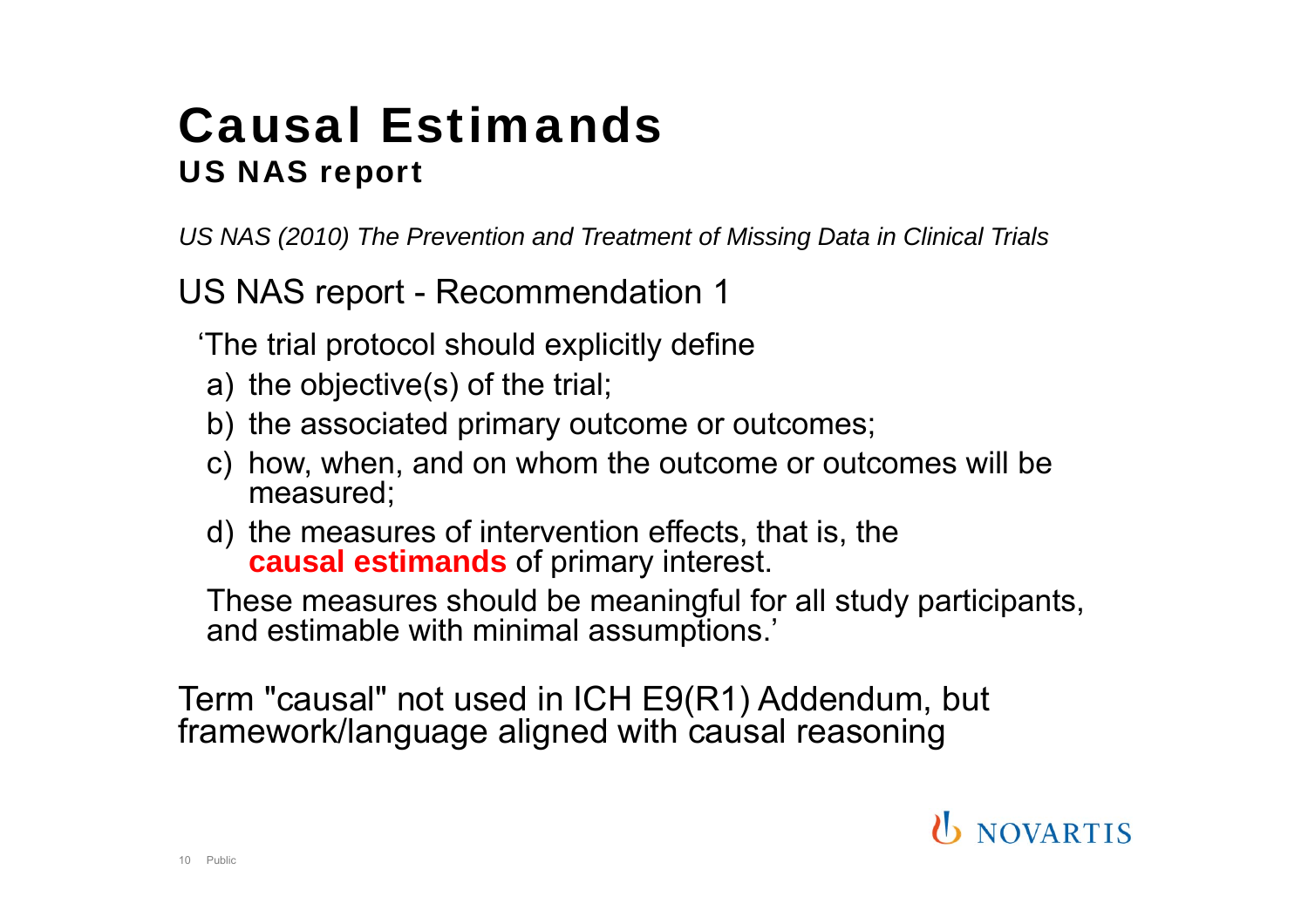# Causal Estimands

## US NAS report

*US NAS (2010) The Prevention and Treatment of Missing Data in Clinical Trials*

US NAS report - Recommendation 1

'The trial protocol should explicitly define

a) the objective(s) of the trial;
b) the associated primary outcome or outcomes;
c) how, when, and on whom the outcome or outcomes will be measured;
d) the measures of intervention effects, that is, the **causal estimands** of primary interest.

These measures should be meaningful for all study participants, and estimable with minimal assumptions.'

Term "causal" not used in ICH E9(R1) Addendum, but framework/language aligned with causal reasoning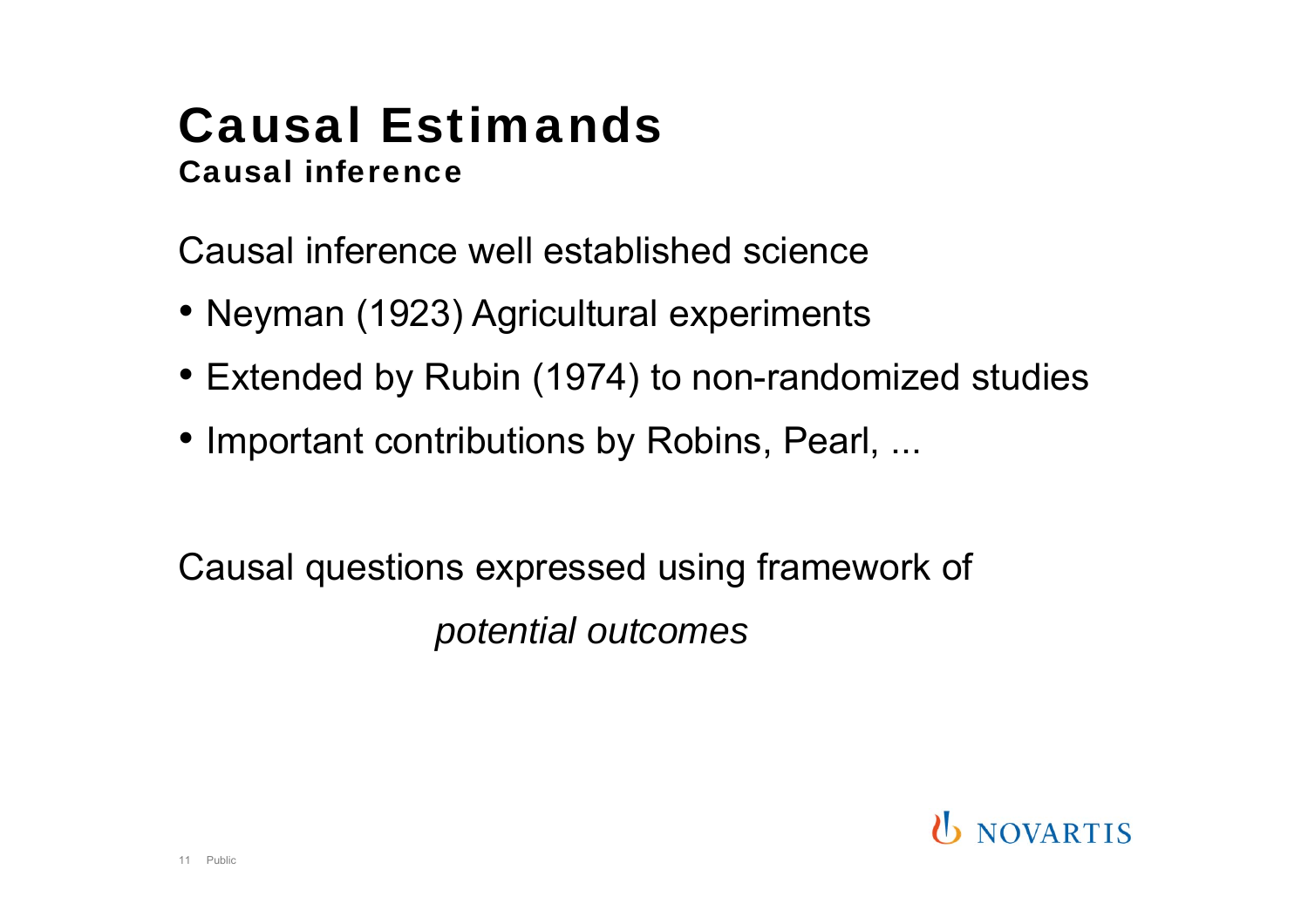# Causal Estimands

## Causal inference

Causal inference well established science

- Neyman (1923) Agricultural experiments
- Extended by Rubin (1974) to non-randomized studies
- Important contributions by Robins, Pearl, ...

Causal questions expressed using framework of

*potential outcomes*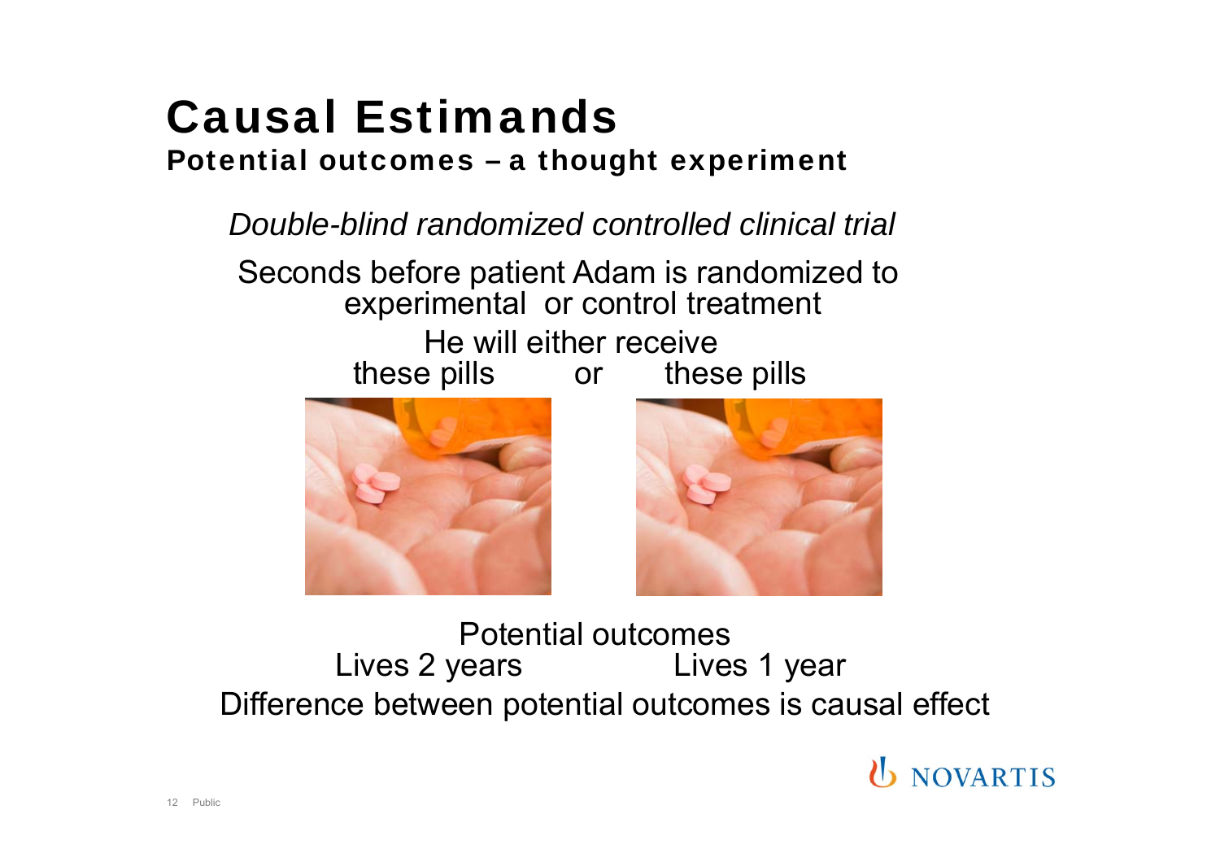# Causal Estimands

## Potential outcomes – a thought experiment

*Double-blind randomized controlled clinical trial*

Seconds before patient Adam is randomized to experimental or control treatment

He will either receive

these pills or these pills

Potential outcomes

Lives 2 years Lives 1 year

Difference between potential outcomes is causal effect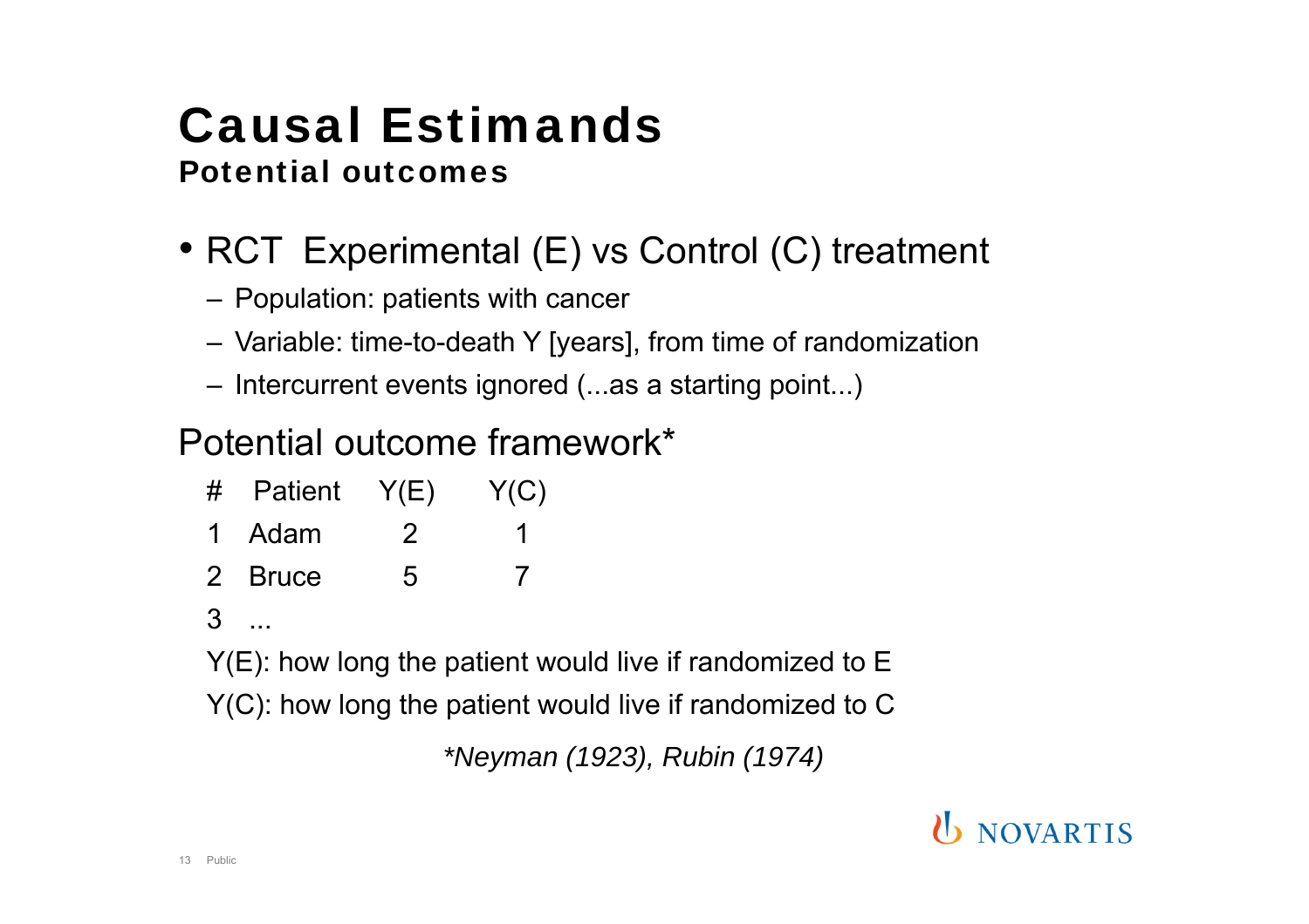# Causal Estimands

## Potential outcomes

- RCT Experimental (E) vs Control (C) treatment
  - Population: patients with cancer
  - Variable: time-to-death Y [years], from time of randomization
  - Intercurrent events ignored (...as a starting point...)

Potential outcome framework*

| # | Patient | Y(E) | Y(C) |
|---|---|---|---|
| 1 | Adam | 2 | 1 |
| 2 | Bruce | 5 | 7 |
| 3 | ... | | |

Y(E): how long the patient would live if randomized to E

Y(C): how long the patient would live if randomized to C

*\*Neyman (1923), Rubin (1974)*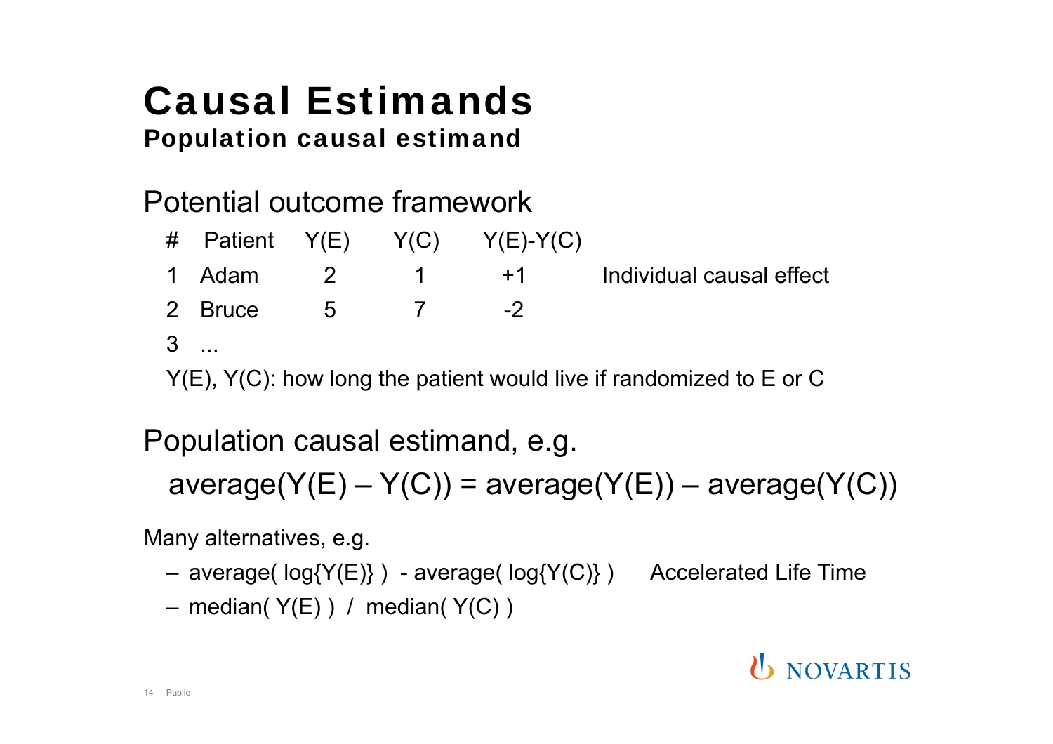# Causal Estimands

## Population causal estimand

### Potential outcome framework

| # | Patient | Y(E) | Y(C) | Y(E)-Y(C) | |
|---|---|---|---|---|---|
| 1 | Adam | 2 | 1 | +1 | Individual causal effect |
| 2 | Bruce | 5 | 7 | -2 | |
| 3 | ... | | | | |

Y(E), Y(C): how long the patient would live if randomized to E or C

### Population causal estimand, e.g.

average(Y(E) – Y(C)) = average(Y(E)) – average(Y(C))

Many alternatives, e.g.

- average( log{Y(E)} ) - average( log{Y(C)} ) Accelerated Life Time
- median( Y(E) ) / median( Y(C) )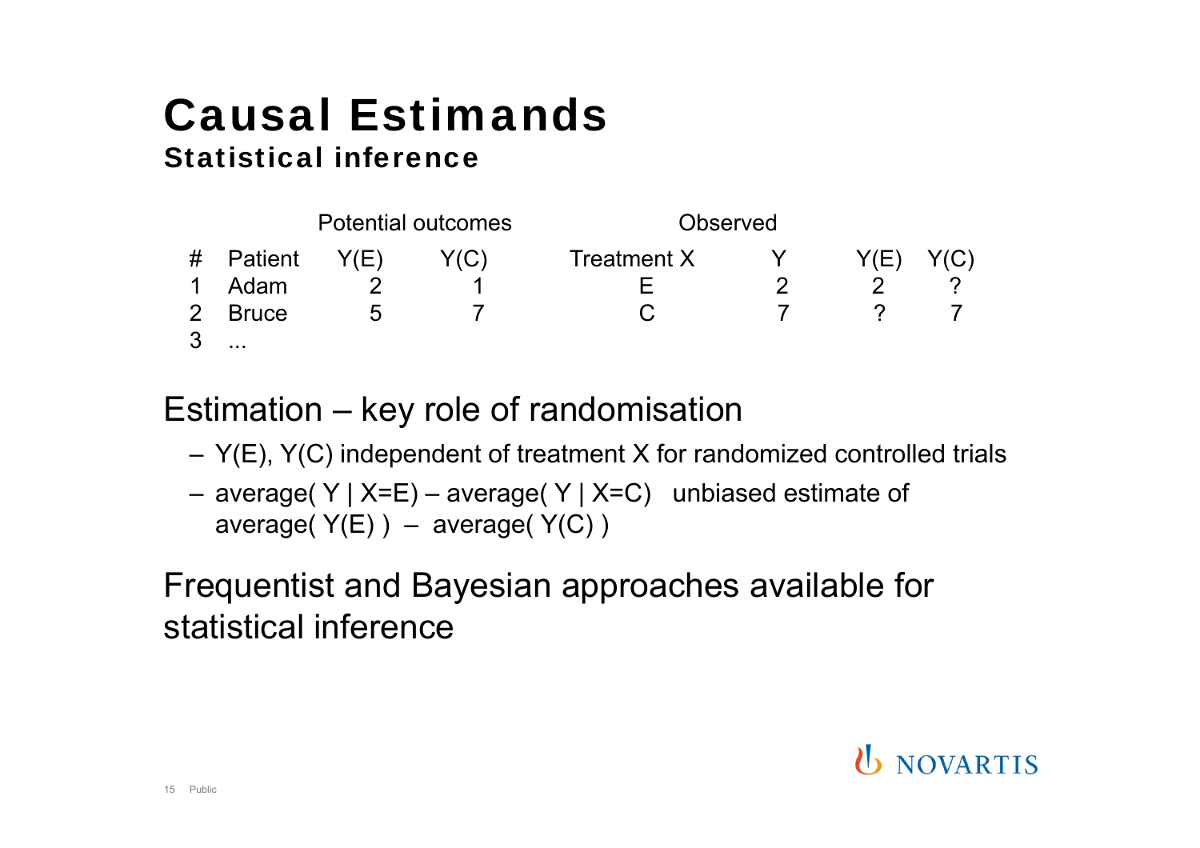# Causal Estimands

## Statistical inference

| | | Potential outcomes | | Observed | | | |
|---|---|---|---|---|---|---|---|
| # | Patient | Y(E) | Y(C) | Treatment X | Y | Y(E) | Y(C) |
| 1 | Adam | 2 | 1 | E | 2 | 2 | ? |
| 2 | Bruce | 5 | 7 | C | 7 | ? | 7 |
| 3 | ... | | | | | | |

Estimation – key role of randomisation

- Y(E), Y(C) independent of treatment X for randomized controlled trials
- average( Y | X=E) – average( Y | X=C) unbiased estimate of average( Y(E) ) – average( Y(C) )

Frequentist and Bayesian approaches available for statistical inference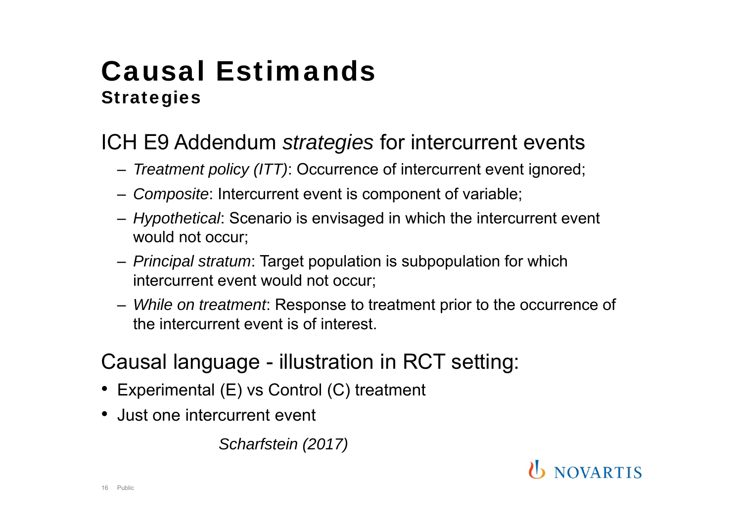# Causal Estimands

## Strategies

ICH E9 Addendum *strategies* for intercurrent events

- *Treatment policy (ITT)*: Occurrence of intercurrent event ignored;
- *Composite*: Intercurrent event is component of variable;
- *Hypothetical*: Scenario is envisaged in which the intercurrent event would not occur;
- *Principal stratum*: Target population is subpopulation for which intercurrent event would not occur;
- *While on treatment*: Response to treatment prior to the occurrence of the intercurrent event is of interest.

Causal language - illustration in RCT setting:

- Experimental (E) vs Control (C) treatment
- Just one intercurrent event

*Scharfstein (2017)*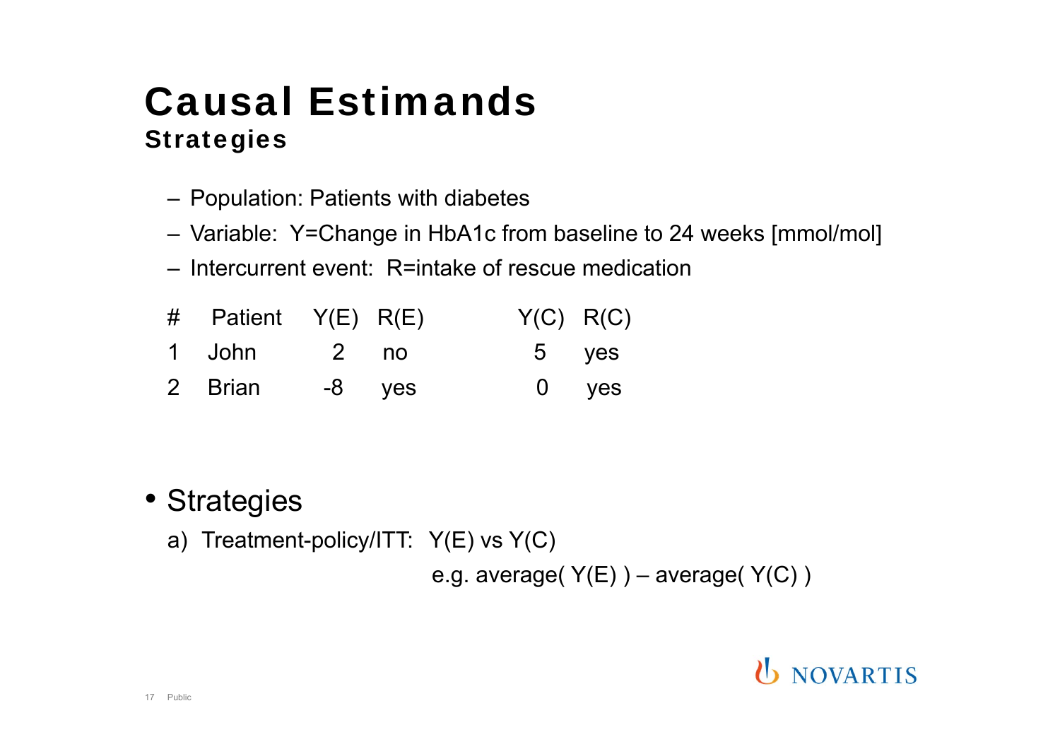# Causal Estimands

## Strategies

- Population: Patients with diabetes
- Variable: Y=Change in HbA1c from baseline to 24 weeks [mmol/mol]
- Intercurrent event: R=intake of rescue medication

| # | Patient | Y(E) | R(E) | Y(C) | R(C) |
|---|---|---|---|---|---|
| 1 | John | 2 | no | 5 | yes |
| 2 | Brian | -8 | yes | 0 | yes |

- Strategies
  a) Treatment-policy/ITT: Y(E) vs Y(C)
     e.g. average( Y(E) ) – average( Y(C) )

NOVARTIS

Public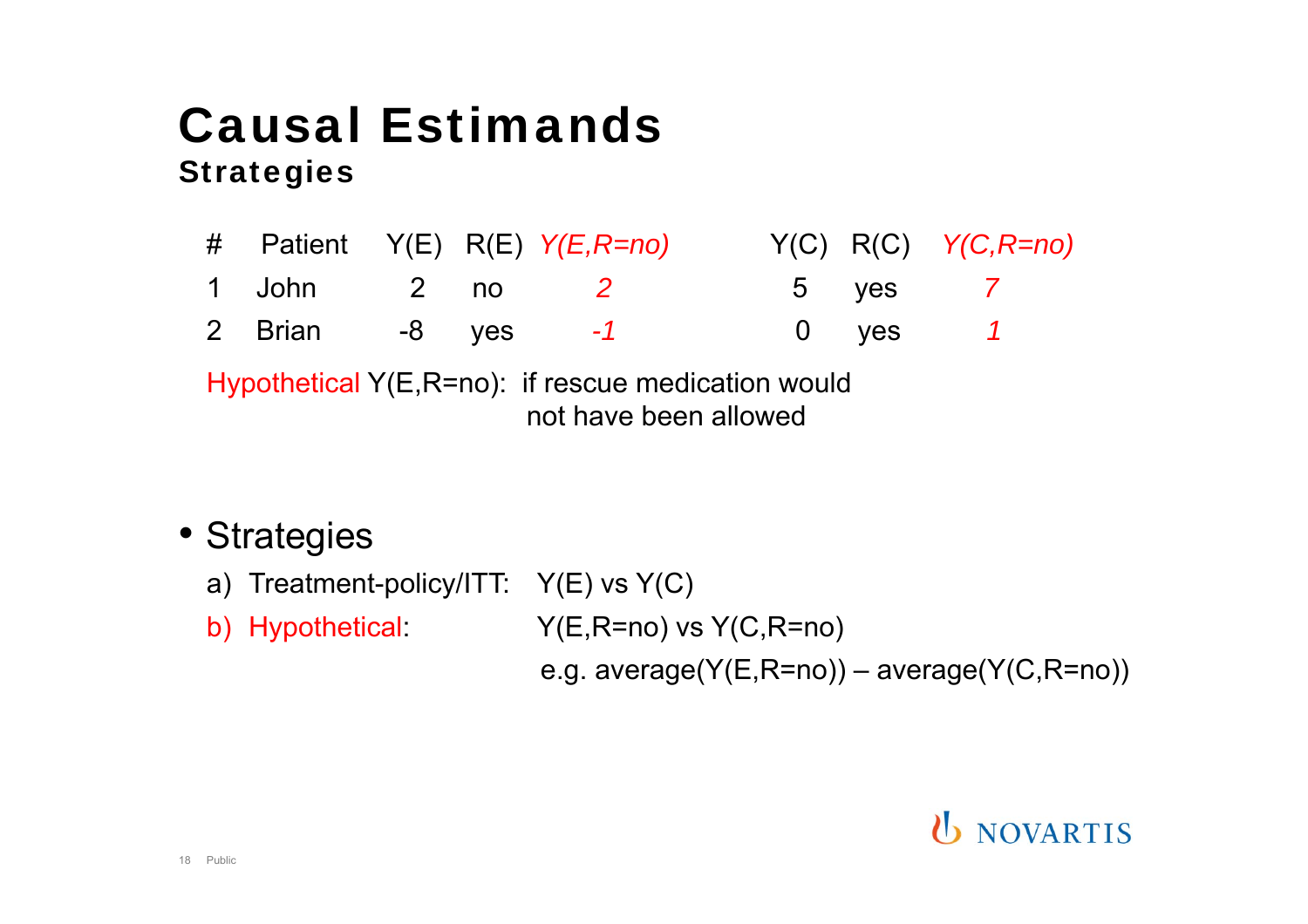# Causal Estimands

## Strategies

| # | Patient | Y(E) | R(E) | *Y(E,R=no)* | Y(C) | R(C) | *Y(C,R=no)* |
|---|---|---|---|---|---|---|---|
| 1 | John | 2 | no | *2* | 5 | yes | *7* |
| 2 | Brian | -8 | yes | *-1* | 0 | yes | *1* |

Hypothetical Y(E,R=no): if rescue medication would not have been allowed

- Strategies
  a) Treatment-policy/ITT: Y(E) vs Y(C)
  b) Hypothetical: Y(E,R=no) vs Y(C,R=no)
     e.g. average(Y(E,R=no)) – average(Y(C,R=no))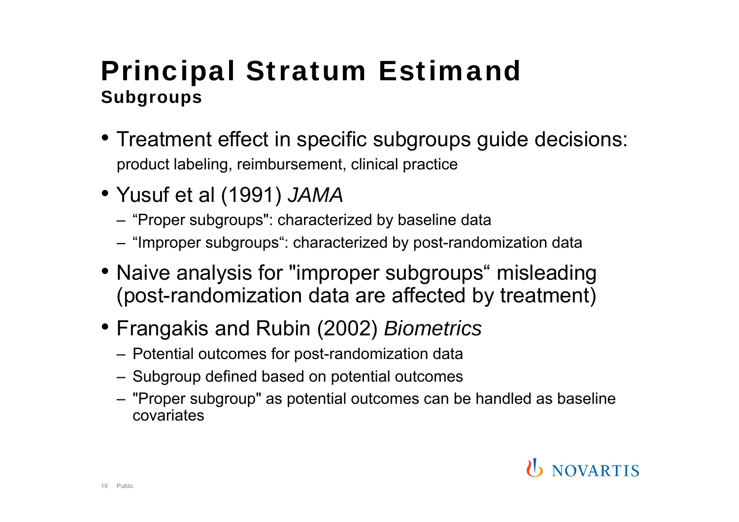# Principal Stratum Estimand

## Subgroups

- Treatment effect in specific subgroups guide decisions: product labeling, reimbursement, clinical practice
- Yusuf et al (1991) *JAMA*
  - "Proper subgroups": characterized by baseline data
  - "Improper subgroups": characterized by post-randomization data
- Naive analysis for "improper subgroups" misleading (post-randomization data are affected by treatment)
- Frangakis and Rubin (2002) *Biometrics*
  - Potential outcomes for post-randomization data
  - Subgroup defined based on potential outcomes
  - "Proper subgroup" as potential outcomes can be handled as baseline covariates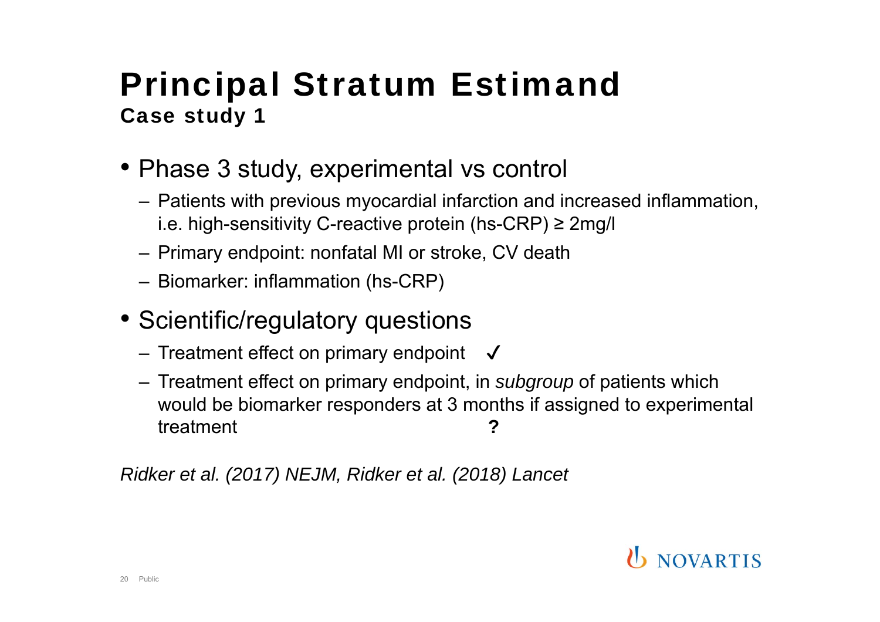# Principal Stratum Estimand

## Case study 1

- Phase 3 study, experimental vs control
  - Patients with previous myocardial infarction and increased inflammation, i.e. high-sensitivity C-reactive protein (hs-CRP) ≥ 2mg/l
  - Primary endpoint: nonfatal MI or stroke, CV death
  - Biomarker: inflammation (hs-CRP)
- Scientific/regulatory questions
  - Treatment effect on primary endpoint ✓
  - Treatment effect on primary endpoint, in *subgroup* of patients which would be biomarker responders at 3 months if assigned to experimental treatment **?**

*Ridker et al. (2017) NEJM, Ridker et al. (2018) Lancet*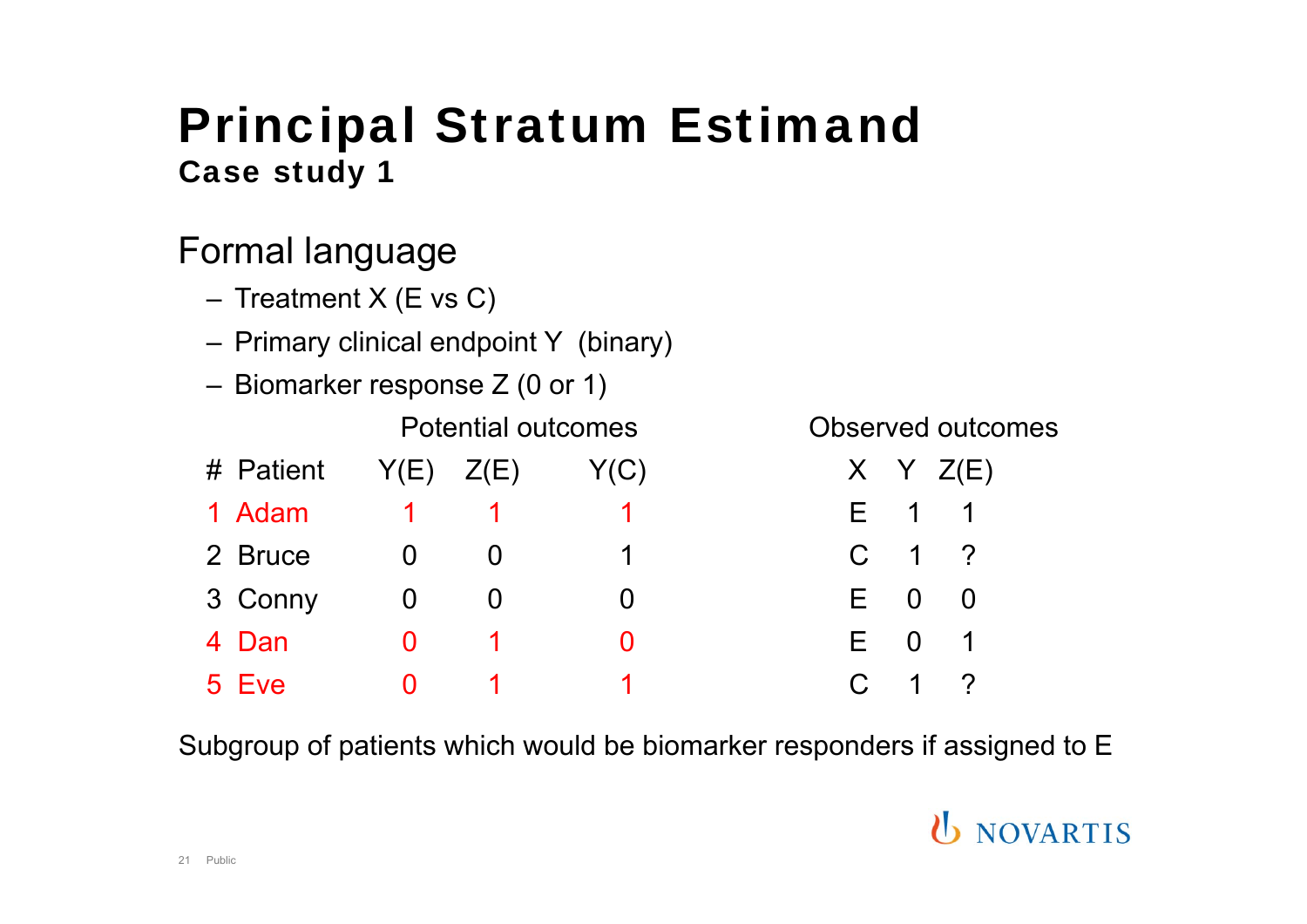# Principal Stratum Estimand

## Case study 1

### Formal language

- Treatment X (E vs C)
- Primary clinical endpoint Y (binary)
- Biomarker response Z (0 or 1)

| # | Patient | Potential outcomes | | | Observed outcomes | | |
|---|---|---|---|---|---|---|---|
| | | Y(E) | Z(E) | Y(C) | X | Y | Z(E) |
| 1 | Adam | 1 | 1 | 1 | E | 1 | 1 |
| 2 | Bruce | 0 | 0 | 1 | C | 1 | ? |
| 3 | Conny | 0 | 0 | 0 | E | 0 | 0 |
| 4 | Dan | 0 | 1 | 0 | E | 0 | 1 |
| 5 | Eve | 0 | 1 | 1 | C | 1 | ? |

Subgroup of patients which would be biomarker responders if assigned to E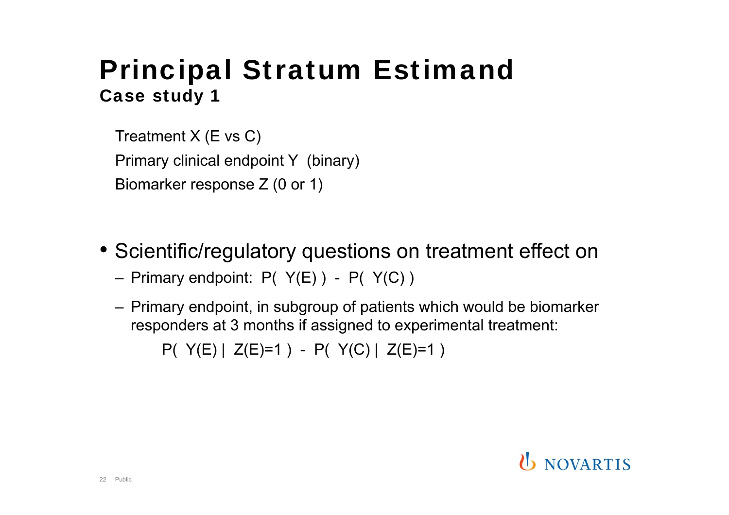# Principal Stratum Estimand

## Case study 1

Treatment X (E vs C)

Primary clinical endpoint Y (binary)

Biomarker response Z (0 or 1)

- Scientific/regulatory questions on treatment effect on
  - Primary endpoint: $P( Y(E) ) - P( Y(C) )$
  - Primary endpoint, in subgroup of patients which would be biomarker responders at 3 months if assigned to experimental treatment:

    $$P( Y(E) \mid Z(E)=1 ) - P( Y(C) \mid Z(E)=1 )$$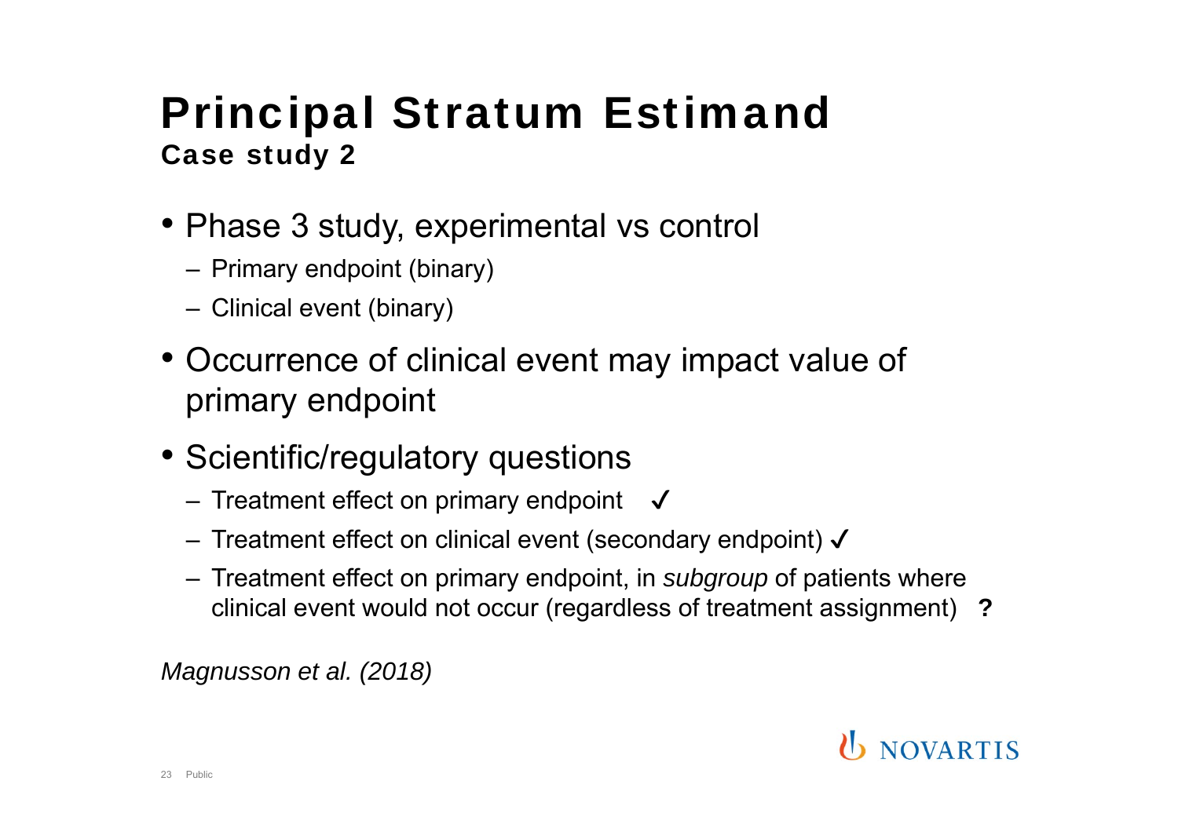# Principal Stratum Estimand

## Case study 2

- Phase 3 study, experimental vs control
  - Primary endpoint (binary)
  - Clinical event (binary)
- Occurrence of clinical event may impact value of primary endpoint
- Scientific/regulatory questions
  - Treatment effect on primary endpoint ✓
  - Treatment effect on clinical event (secondary endpoint) ✓
  - Treatment effect on primary endpoint, in *subgroup* of patients where clinical event would not occur (regardless of treatment assignment) **?**

*Magnusson et al. (2018)*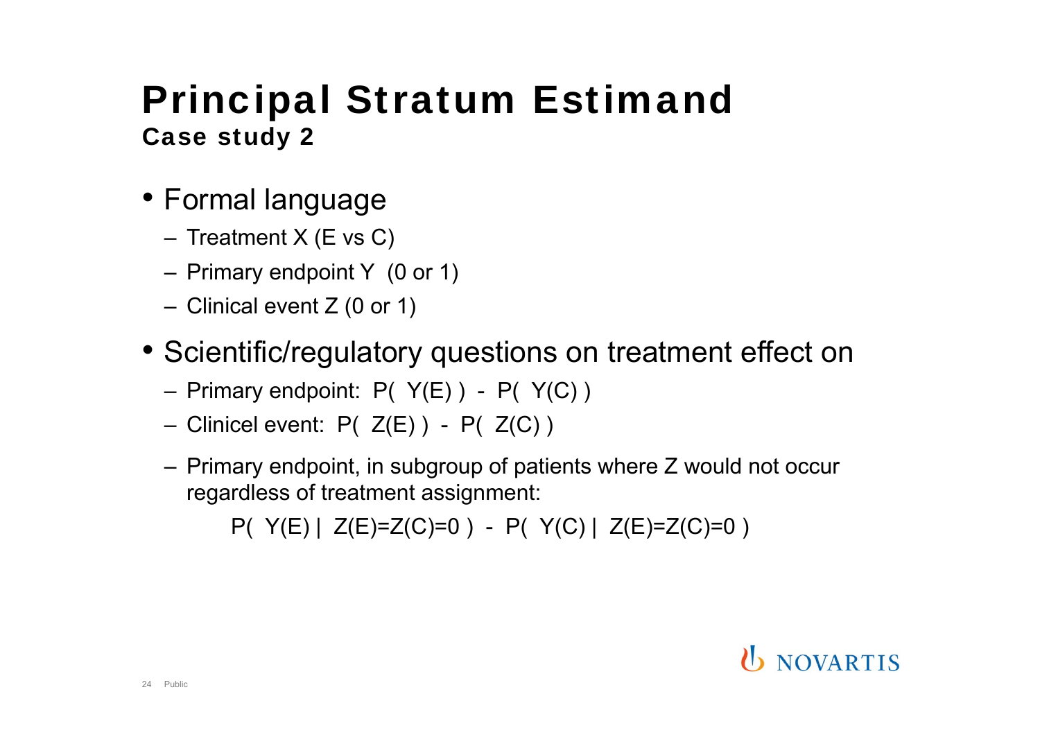# Principal Stratum Estimand

## Case study 2

- Formal language
  - Treatment X (E vs C)
  - Primary endpoint Y (0 or 1)
  - Clinical event Z (0 or 1)
- Scientific/regulatory questions on treatment effect on
  - Primary endpoint: $P( Y(E) ) - P( Y(C) )$
  - Clinicel event: $P( Z(E) ) - P( Z(C) )$
  - Primary endpoint, in subgroup of patients where Z would not occur regardless of treatment assignment:

$$P( Y(E) \mid Z(E)=Z(C)=0 ) - P( Y(C) \mid Z(E)=Z(C)=0 )$$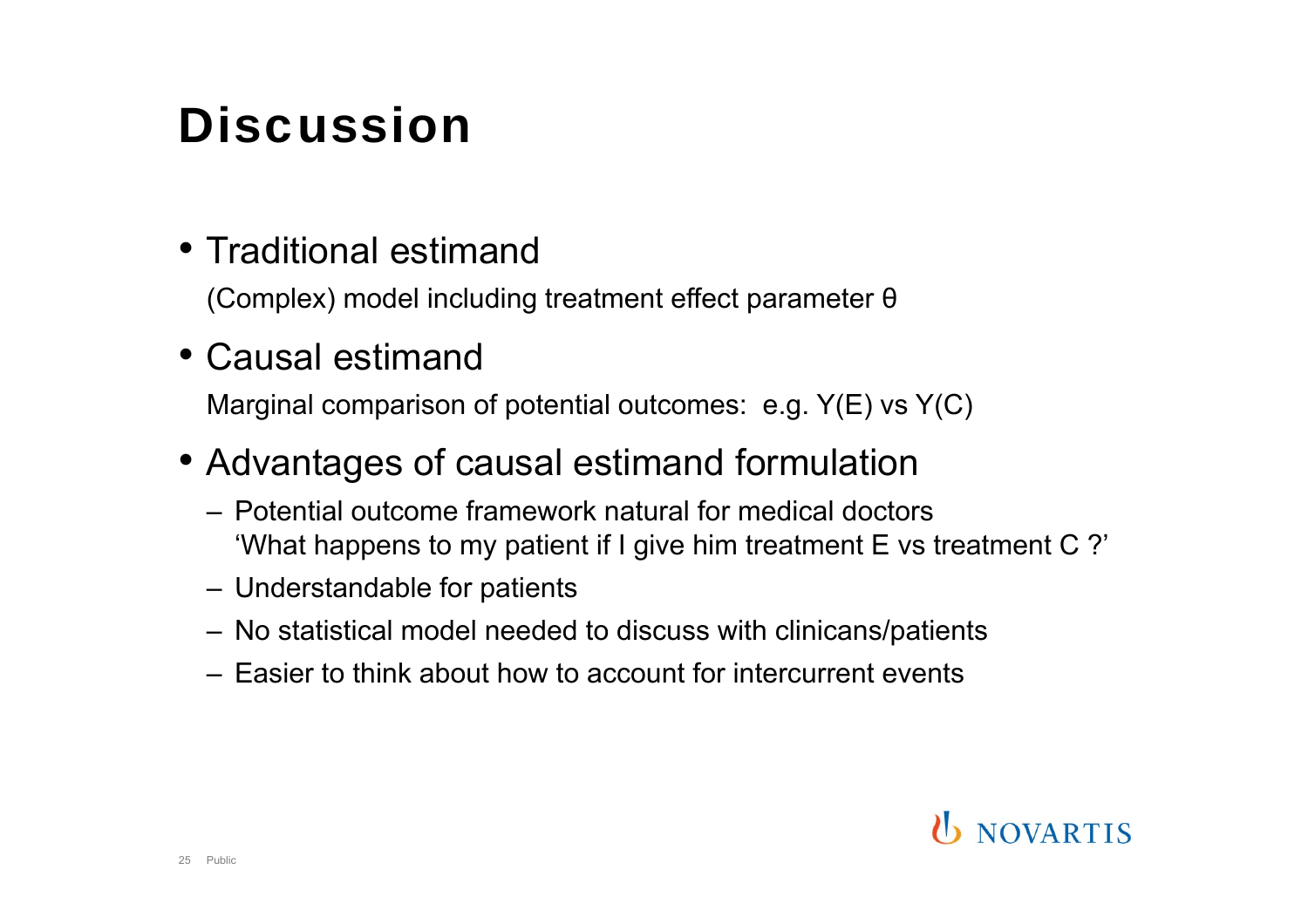# Discussion

- Traditional estimand

  (Complex) model including treatment effect parameter $\theta$

- Causal estimand

  Marginal comparison of potential outcomes: e.g. $Y(E)$ vs $Y(C)$

- Advantages of causal estimand formulation
  - Potential outcome framework natural for medical doctors
    'What happens to my patient if I give him treatment E vs treatment C ?'
  - Understandable for patients
  - No statistical model needed to discuss with clinicans/patients
  - Easier to think about how to account for intercurrent events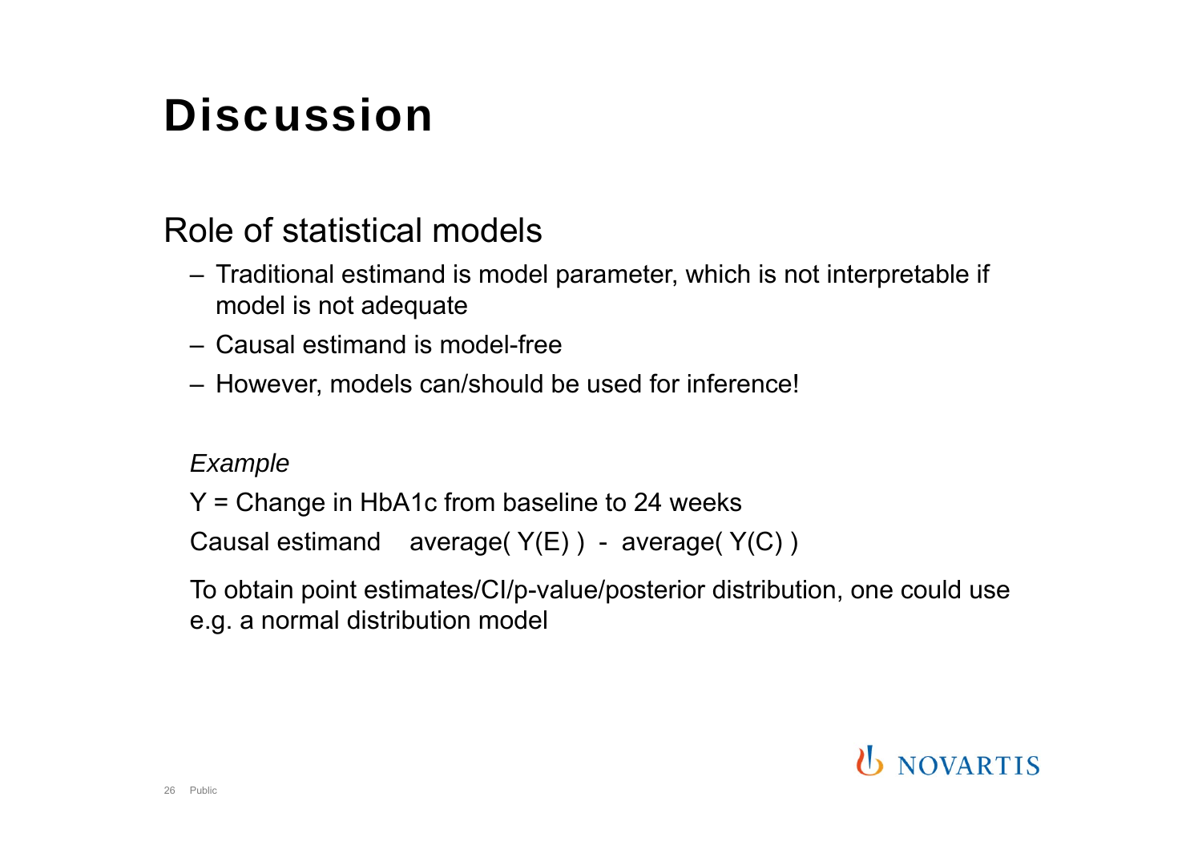# Discussion

## Role of statistical models

- Traditional estimand is model parameter, which is not interpretable if model is not adequate
- Causal estimand is model-free
- However, models can/should be used for inference!

*Example*

Y = Change in HbA1c from baseline to 24 weeks

Causal estimand average( Y(E) ) - average( Y(C) )

To obtain point estimates/CI/p-value/posterior distribution, one could use e.g. a normal distribution model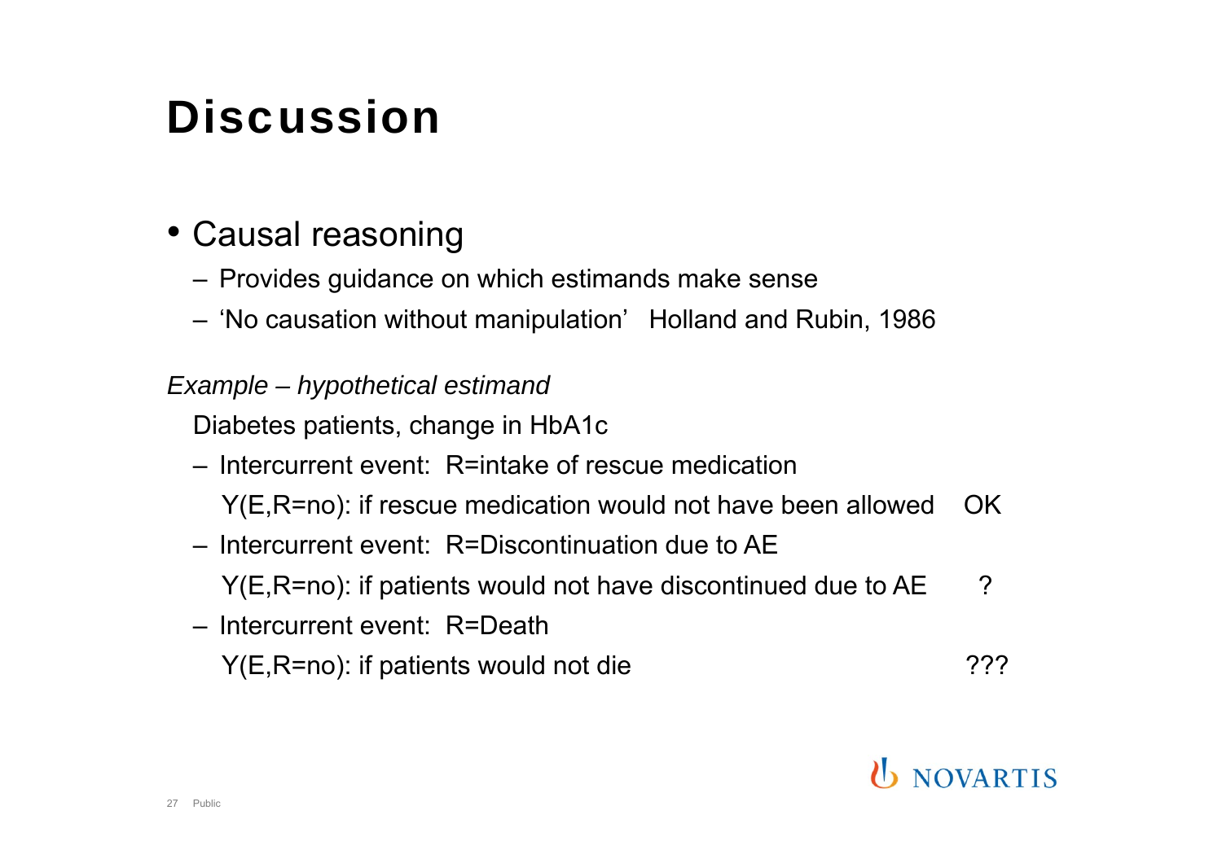# Discussion

- Causal reasoning
  - Provides guidance on which estimands make sense
  - 'No causation without manipulation' Holland and Rubin, 1986

*Example – hypothetical estimand*

Diabetes patients, change in HbA1c

- Intercurrent event: R=intake of rescue medication

  Y(E,R=no): if rescue medication would not have been allowed OK

- Intercurrent event: R=Discontinuation due to AE

  Y(E,R=no): if patients would not have discontinued due to AE ?

- Intercurrent event: R=Death

  Y(E,R=no): if patients would not die ???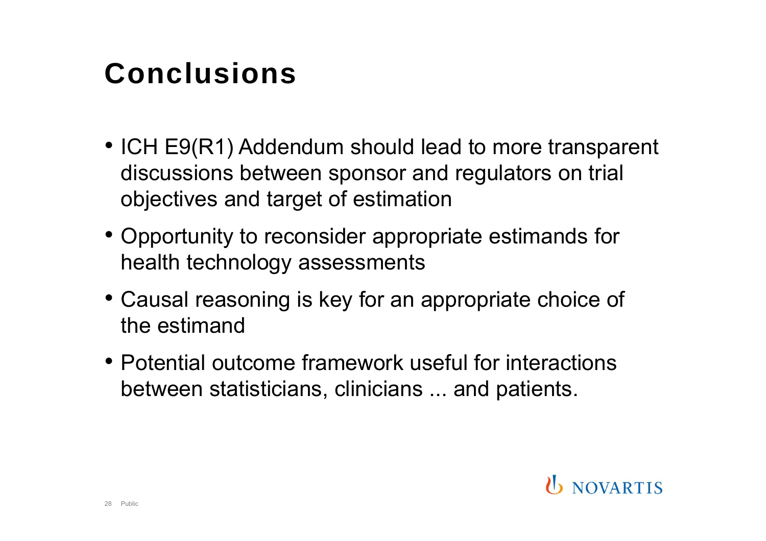# Conclusions

- ICH E9(R1) Addendum should lead to more transparent discussions between sponsor and regulators on trial objectives and target of estimation
- Opportunity to reconsider appropriate estimands for health technology assessments
- Causal reasoning is key for an appropriate choice of the estimand
- Potential outcome framework useful for interactions between statisticians, clinicians ... and patients.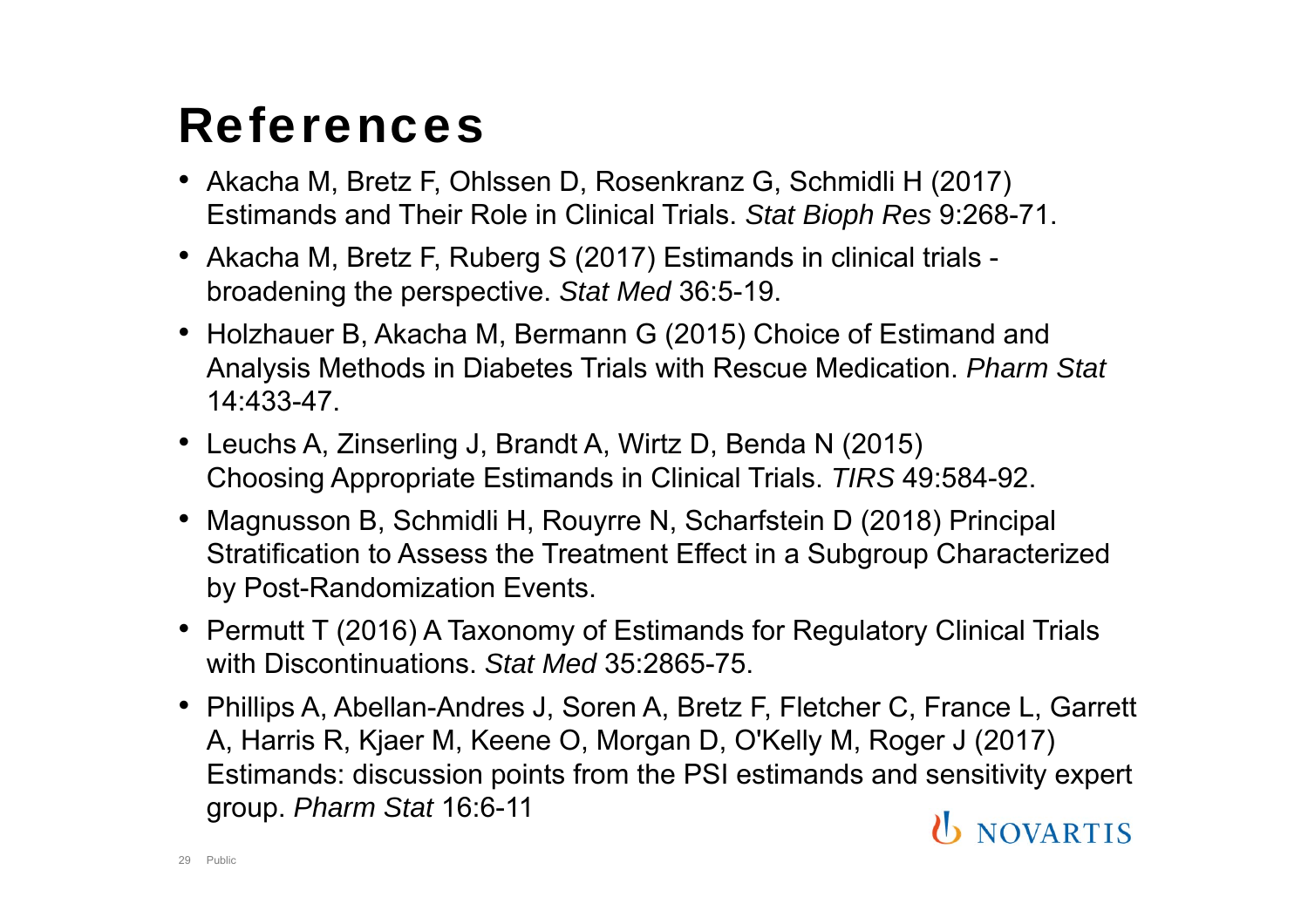# References

- Akacha M, Bretz F, Ohlssen D, Rosenkranz G, Schmidli H (2017) Estimands and Their Role in Clinical Trials. *Stat Bioph Res* 9:268-71.
- Akacha M, Bretz F, Ruberg S (2017) Estimands in clinical trials - broadening the perspective. *Stat Med* 36:5-19.
- Holzhauer B, Akacha M, Bermann G (2015) Choice of Estimand and Analysis Methods in Diabetes Trials with Rescue Medication. *Pharm Stat* 14:433-47.
- Leuchs A, Zinserling J, Brandt A, Wirtz D, Benda N (2015) Choosing Appropriate Estimands in Clinical Trials. *TIRS* 49:584-92.
- Magnusson B, Schmidli H, Rouyrre N, Scharfstein D (2018) Principal Stratification to Assess the Treatment Effect in a Subgroup Characterized by Post-Randomization Events.
- Permutt T (2016) A Taxonomy of Estimands for Regulatory Clinical Trials with Discontinuations. *Stat Med* 35:2865-75.
- Phillips A, Abellan-Andres J, Soren A, Bretz F, Fletcher C, France L, Garrett A, Harris R, Kjaer M, Keene O, Morgan D, O'Kelly M, Roger J (2017) Estimands: discussion points from the PSI estimands and sensitivity expert group. *Pharm Stat* 16:6-11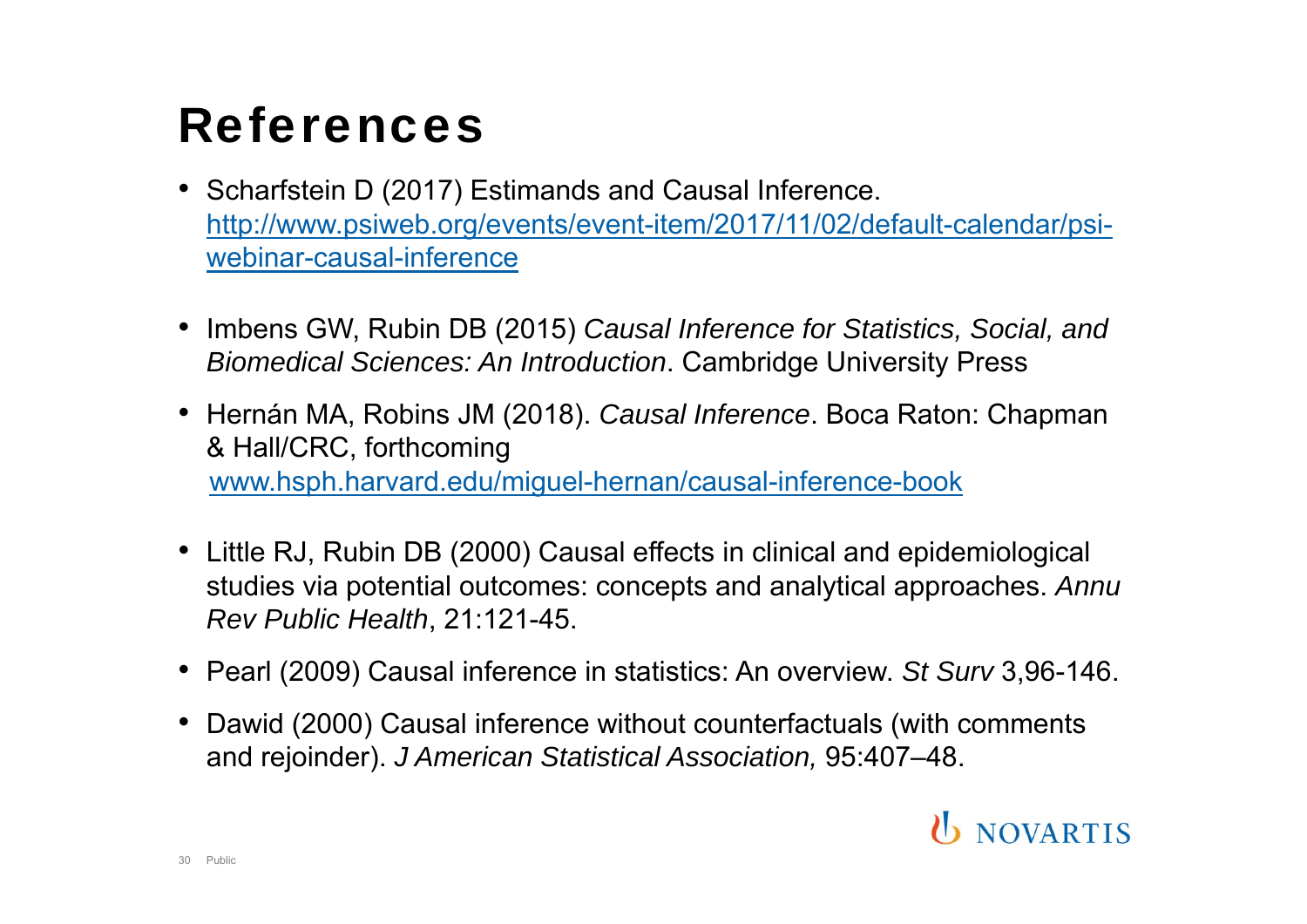# References

- Scharfstein D (2017) Estimands and Causal Inference. http://www.psiweb.org/events/event-item/2017/11/02/default-calendar/psi-webinar-causal-inference

- Imbens GW, Rubin DB (2015) *Causal Inference for Statistics, Social, and Biomedical Sciences: An Introduction*. Cambridge University Press

- Hernán MA, Robins JM (2018). *Causal Inference*. Boca Raton: Chapman & Hall/CRC, forthcoming
  www.hsph.harvard.edu/miguel-hernan/causal-inference-book

- Little RJ, Rubin DB (2000) Causal effects in clinical and epidemiological studies via potential outcomes: concepts and analytical approaches. *Annu Rev Public Health*, 21:121-45.

- Pearl (2009) Causal inference in statistics: An overview. *St Surv* 3,96-146.

- Dawid (2000) Causal inference without counterfactuals (with comments and rejoinder). *J American Statistical Association,* 95:407–48.